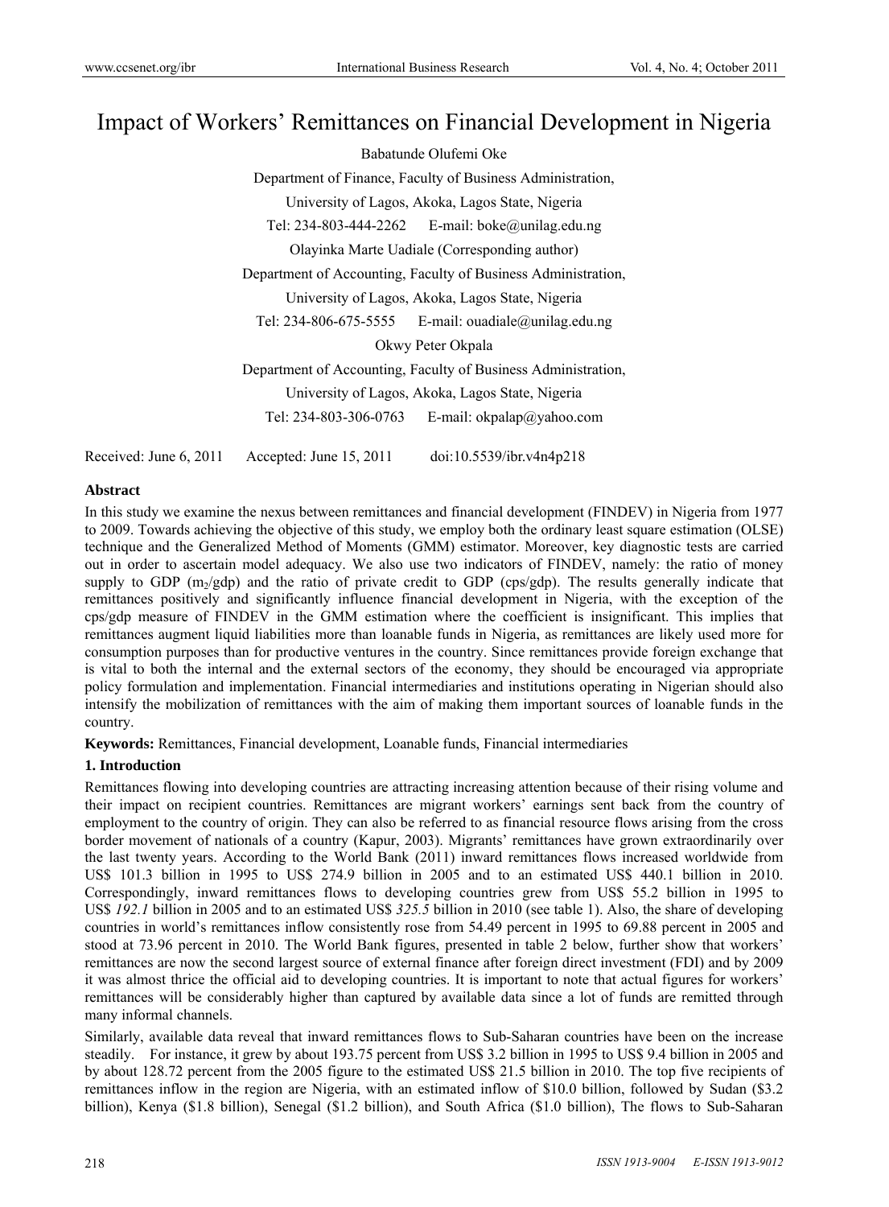# Impact of Workers' Remittances on Financial Development in Nigeria

Babatunde Olufemi Oke

Department of Finance, Faculty of Business Administration,

University of Lagos, Akoka, Lagos State, Nigeria

Tel: 234-803-444-2262 E-mail: boke@unilag.edu.ng

Olayinka Marte Uadiale (Corresponding author)

Department of Accounting, Faculty of Business Administration,

University of Lagos, Akoka, Lagos State, Nigeria

Tel: 234-806-675-5555 E-mail: ouadiale@unilag.edu.ng

Okwy Peter Okpala

Department of Accounting, Faculty of Business Administration,

University of Lagos, Akoka, Lagos State, Nigeria

Tel: 234-803-306-0763 E-mail: okpalap@yahoo.com

Received: June 6, 2011 Accepted: June 15, 2011 doi:10.5539/ibr.v4n4p218

**Abstract**

In this study we examine the nexus between remittances and financial development (FINDEV) in Nigeria from 1977 to 2009. Towards achieving the objective of this study, we employ both the ordinary least square estimation (OLSE) technique and the Generalized Method of Moments (GMM) estimator. Moreover, key diagnostic tests are carried out in order to ascertain model adequacy. We also use two indicators of FINDEV, namely: the ratio of money supply to GDP ($m_2$/gdp) and the ratio of private credit to GDP (cps/gdp). The results generally indicate that remittances positively and significantly influence financial development in Nigeria, with the exception of the cps/gdp measure of FINDEV in the GMM estimation where the coefficient is insignificant. This implies that remittances augment liquid liabilities more than loanable funds in Nigeria, as remittances are likely used more for consumption purposes than for productive ventures in the country. Since remittances provide foreign exchange that is vital to both the internal and the external sectors of the economy, they should be encouraged via appropriate policy formulation and implementation. Financial intermediaries and institutions operating in Nigerian should also intensify the mobilization of remittances with the aim of making them important sources of loanable funds in the country.

**Keywords:** Remittances, Financial development, Loanable funds, Financial intermediaries

## 1. Introduction

Remittances flowing into developing countries are attracting increasing attention because of their rising volume and their impact on recipient countries. Remittances are migrant workers' earnings sent back from the country of employment to the country of origin. They can also be referred to as financial resource flows arising from the cross border movement of nationals of a country (Kapur, 2003). Migrants' remittances have grown extraordinarily over the last twenty years. According to the World Bank (2011) inward remittances flows increased worldwide from US$ 101.3 billion in 1995 to US$ 274.9 billion in 2005 and to an estimated US$ 440.1 billion in 2010. Correspondingly, inward remittances flows to developing countries grew from US$ 55.2 billion in 1995 to US$ *192.1* billion in 2005 and to an estimated US$ *325.5* billion in 2010 (see table 1). Also, the share of developing countries in world's remittances inflow consistently rose from 54.49 percent in 1995 to 69.88 percent in 2005 and stood at 73.96 percent in 2010. The World Bank figures, presented in table 2 below, further show that workers' remittances are now the second largest source of external finance after foreign direct investment (FDI) and by 2009 it was almost thrice the official aid to developing countries. It is important to note that actual figures for workers' remittances will be considerably higher than captured by available data since a lot of funds are remitted through many informal channels.

Similarly, available data reveal that inward remittances flows to Sub-Saharan countries have been on the increase steadily. For instance, it grew by about 193.75 percent from US$ 3.2 billion in 1995 to US$ 9.4 billion in 2005 and by about 128.72 percent from the 2005 figure to the estimated US$ 21.5 billion in 2010. The top five recipients of remittances inflow in the region are Nigeria, with an estimated inflow of $10.0 billion, followed by Sudan ($3.2 billion), Kenya ($1.8 billion), Senegal ($1.2 billion), and South Africa ($1.0 billion), The flows to Sub-Saharan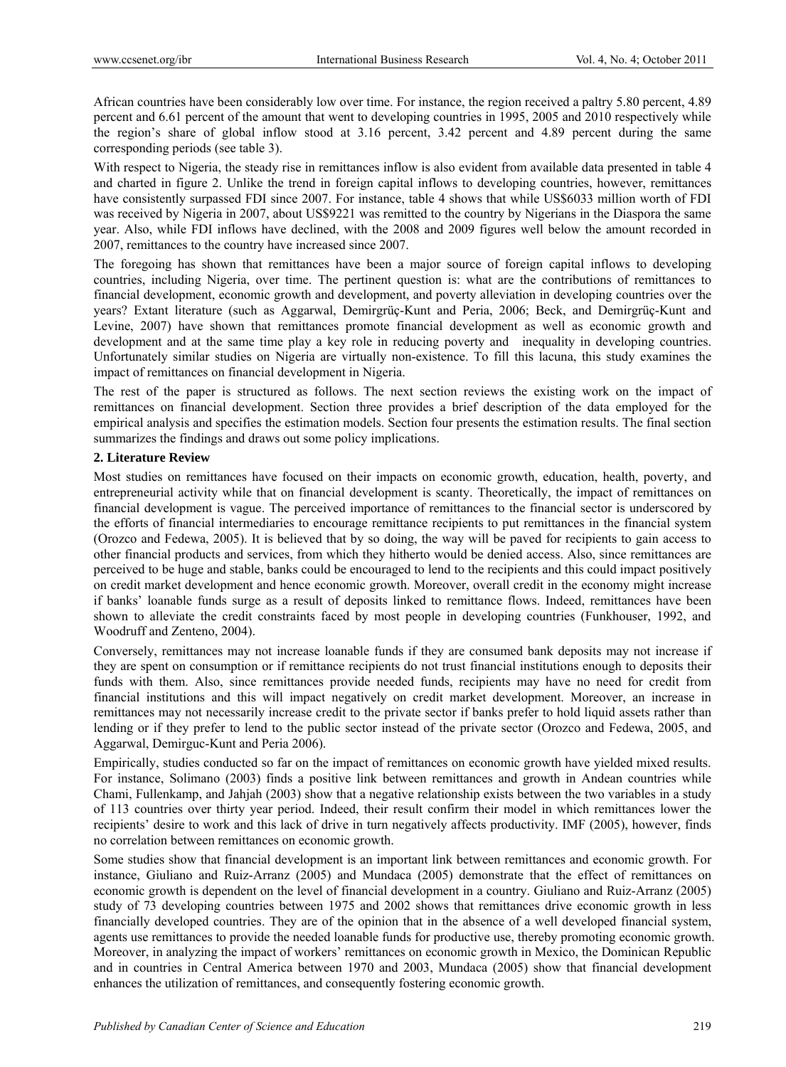African countries have been considerably low over time. For instance, the region received a paltry 5.80 percent, 4.89 percent and 6.61 percent of the amount that went to developing countries in 1995, 2005 and 2010 respectively while the region's share of global inflow stood at 3.16 percent, 3.42 percent and 4.89 percent during the same corresponding periods (see table 3).

With respect to Nigeria, the steady rise in remittances inflow is also evident from available data presented in table 4 and charted in figure 2. Unlike the trend in foreign capital inflows to developing countries, however, remittances have consistently surpassed FDI since 2007. For instance, table 4 shows that while US$6033 million worth of FDI was received by Nigeria in 2007, about US$9221 was remitted to the country by Nigerians in the Diaspora the same year. Also, while FDI inflows have declined, with the 2008 and 2009 figures well below the amount recorded in 2007, remittances to the country have increased since 2007.

The foregoing has shown that remittances have been a major source of foreign capital inflows to developing countries, including Nigeria, over time. The pertinent question is: what are the contributions of remittances to financial development, economic growth and development, and poverty alleviation in developing countries over the years? Extant literature (such as Aggarwal, Demirgrüç-Kunt and Peria, 2006; Beck, and Demirgrüç-Kunt and Levine, 2007) have shown that remittances promote financial development as well as economic growth and development and at the same time play a key role in reducing poverty and inequality in developing countries. Unfortunately similar studies on Nigeria are virtually non-existence. To fill this lacuna, this study examines the impact of remittances on financial development in Nigeria.

The rest of the paper is structured as follows. The next section reviews the existing work on the impact of remittances on financial development. Section three provides a brief description of the data employed for the empirical analysis and specifies the estimation models. Section four presents the estimation results. The final section summarizes the findings and draws out some policy implications.

## 2. Literature Review

Most studies on remittances have focused on their impacts on economic growth, education, health, poverty, and entrepreneurial activity while that on financial development is scanty. Theoretically, the impact of remittances on financial development is vague. The perceived importance of remittances to the financial sector is underscored by the efforts of financial intermediaries to encourage remittance recipients to put remittances in the financial system (Orozco and Fedewa, 2005). It is believed that by so doing, the way will be paved for recipients to gain access to other financial products and services, from which they hitherto would be denied access. Also, since remittances are perceived to be huge and stable, banks could be encouraged to lend to the recipients and this could impact positively on credit market development and hence economic growth. Moreover, overall credit in the economy might increase if banks' loanable funds surge as a result of deposits linked to remittance flows. Indeed, remittances have been shown to alleviate the credit constraints faced by most people in developing countries (Funkhouser, 1992, and Woodruff and Zenteno, 2004).

Conversely, remittances may not increase loanable funds if they are consumed bank deposits may not increase if they are spent on consumption or if remittance recipients do not trust financial institutions enough to deposits their funds with them. Also, since remittances provide needed funds, recipients may have no need for credit from financial institutions and this will impact negatively on credit market development. Moreover, an increase in remittances may not necessarily increase credit to the private sector if banks prefer to hold liquid assets rather than lending or if they prefer to lend to the public sector instead of the private sector (Orozco and Fedewa, 2005, and Aggarwal, Demirguc-Kunt and Peria 2006).

Empirically, studies conducted so far on the impact of remittances on economic growth have yielded mixed results. For instance, Solimano (2003) finds a positive link between remittances and growth in Andean countries while Chami, Fullenkamp, and Jahjah (2003) show that a negative relationship exists between the two variables in a study of 113 countries over thirty year period. Indeed, their result confirm their model in which remittances lower the recipients' desire to work and this lack of drive in turn negatively affects productivity. IMF (2005), however, finds no correlation between remittances on economic growth.

Some studies show that financial development is an important link between remittances and economic growth. For instance, Giuliano and Ruiz-Arranz (2005) and Mundaca (2005) demonstrate that the effect of remittances on economic growth is dependent on the level of financial development in a country. Giuliano and Ruiz-Arranz (2005) study of 73 developing countries between 1975 and 2002 shows that remittances drive economic growth in less financially developed countries. They are of the opinion that in the absence of a well developed financial system, agents use remittances to provide the needed loanable funds for productive use, thereby promoting economic growth. Moreover, in analyzing the impact of workers' remittances on economic growth in Mexico, the Dominican Republic and in countries in Central America between 1970 and 2003, Mundaca (2005) show that financial development enhances the utilization of remittances, and consequently fostering economic growth.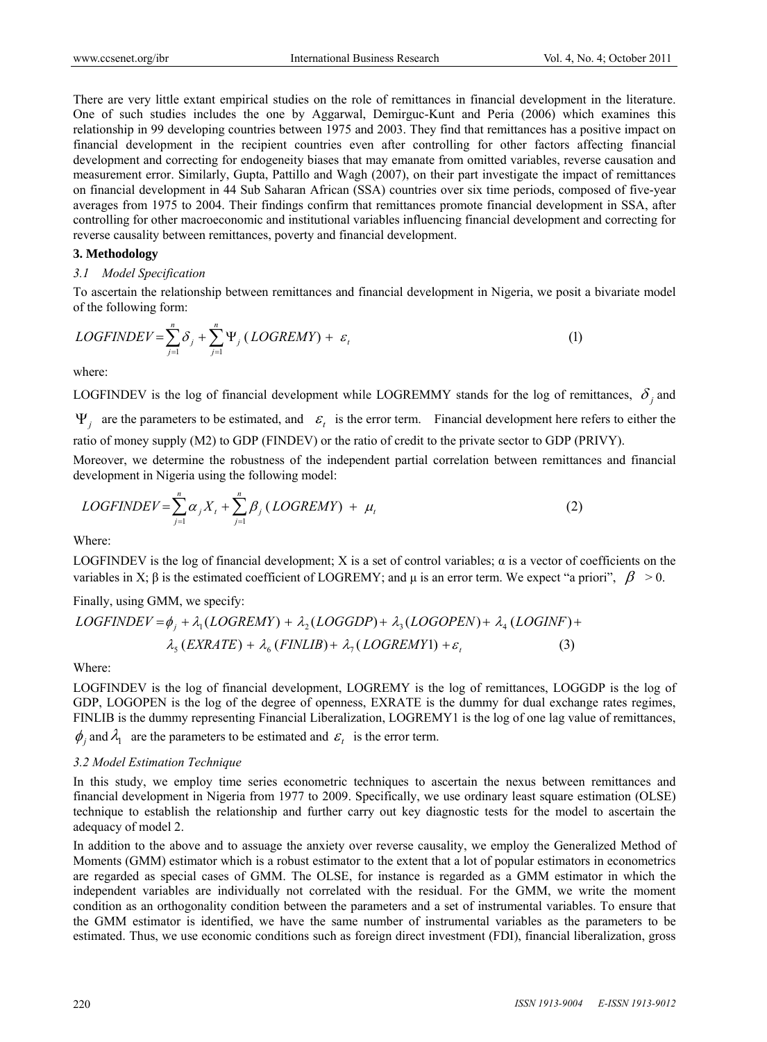There are very little extant empirical studies on the role of remittances in financial development in the literature. One of such studies includes the one by Aggarwal, Demirguc-Kunt and Peria (2006) which examines this relationship in 99 developing countries between 1975 and 2003. They find that remittances has a positive impact on financial development in the recipient countries even after controlling for other factors affecting financial development and correcting for endogeneity biases that may emanate from omitted variables, reverse causation and measurement error. Similarly, Gupta, Pattillo and Wagh (2007), on their part investigate the impact of remittances on financial development in 44 Sub Saharan African (SSA) countries over six time periods, composed of five-year averages from 1975 to 2004. Their findings confirm that remittances promote financial development in SSA, after controlling for other macroeconomic and institutional variables influencing financial development and correcting for reverse causality between remittances, poverty and financial development.

## 3. Methodology

### *3.1 Model Specification*

To ascertain the relationship between remittances and financial development in Nigeria, we posit a bivariate model of the following form:

$$LOGFINDEV = \sum_{j=1}^{n} \delta_j + \sum_{j=1}^{n} \Psi_j \, (LOGREMY) + \varepsilon_t \tag{1}$$

where:

LOGFINDEV is the log of financial development while LOGREMMY stands for the log of remittances, $\delta_j$ and $\Psi_j$ are the parameters to be estimated, and $\varepsilon_t$ is the error term. Financial development here refers to either the ratio of money supply (M2) to GDP (FINDEV) or the ratio of credit to the private sector to GDP (PRIVY).

Moreover, we determine the robustness of the independent partial correlation between remittances and financial development in Nigeria using the following model:

$$LOGFINDEV = \sum_{j=1}^{n} \alpha_j X_t + \sum_{j=1}^{n} \beta_j \, (LOGREMY) + \mu_t \tag{2}$$

Where:

LOGFINDEV is the log of financial development; X is a set of control variables; α is a vector of coefficients on the variables in X; β is the estimated coefficient of LOGREMY; and μ is an error term. We expect "a priori", $\beta > 0$.

Finally, using GMM, we specify:

$$\begin{aligned} LOGFINDEV = \phi_j + \lambda_1(LOGREMY) + \lambda_2(LOGGDP) + \lambda_3(LOGOPEN) + \lambda_4\,(LOGINF) + \\ \lambda_5\,(EXRATE) + \lambda_6\,(FINLIB) + \lambda_7\,(LOGREMY1) + \varepsilon_t \end{aligned} \tag{3}$$

Where:

LOGFINDEV is the log of financial development, LOGREMY is the log of remittances, LOGGDP is the log of GDP, LOGOPEN is the log of the degree of openness, EXRATE is the dummy for dual exchange rates regimes, FINLIB is the dummy representing Financial Liberalization, LOGREMY1 is the log of one lag value of remittances, $\phi_j$ and $\lambda_1$ are the parameters to be estimated and $\varepsilon_t$ is the error term.

### *3.2 Model Estimation Technique*

In this study, we employ time series econometric techniques to ascertain the nexus between remittances and financial development in Nigeria from 1977 to 2009. Specifically, we use ordinary least square estimation (OLSE) technique to establish the relationship and further carry out key diagnostic tests for the model to ascertain the adequacy of model 2.

In addition to the above and to assuage the anxiety over reverse causality, we employ the Generalized Method of Moments (GMM) estimator which is a robust estimator to the extent that a lot of popular estimators in econometrics are regarded as special cases of GMM. The OLSE, for instance is regarded as a GMM estimator in which the independent variables are individually not correlated with the residual. For the GMM, we write the moment condition as an orthogonality condition between the parameters and a set of instrumental variables. To ensure that the GMM estimator is identified, we have the same number of instrumental variables as the parameters to be estimated. Thus, we use economic conditions such as foreign direct investment (FDI), financial liberalization, gross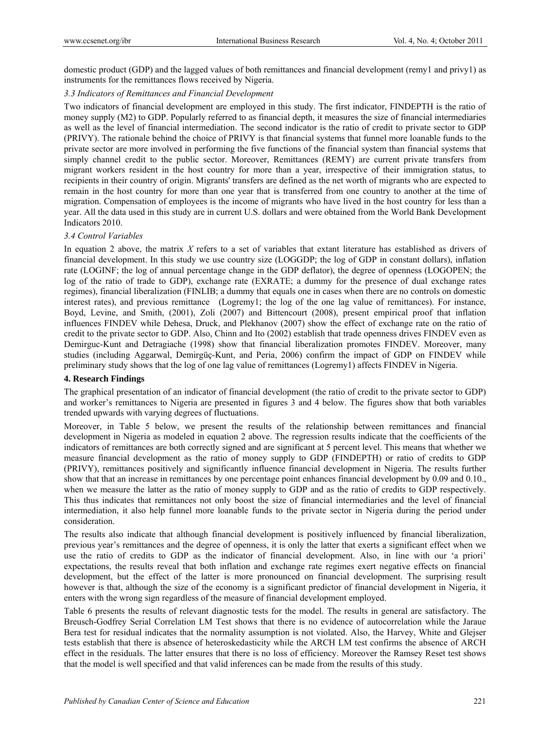domestic product (GDP) and the lagged values of both remittances and financial development (remy1 and privy1) as instruments for the remittances flows received by Nigeria.

### *3.3 Indicators of Remittances and Financial Development*

Two indicators of financial development are employed in this study. The first indicator, FINDEPTH is the ratio of money supply (M2) to GDP. Popularly referred to as financial depth, it measures the size of financial intermediaries as well as the level of financial intermediation. The second indicator is the ratio of credit to private sector to GDP (PRIVY). The rationale behind the choice of PRIVY is that financial systems that funnel more loanable funds to the private sector are more involved in performing the five functions of the financial system than financial systems that simply channel credit to the public sector. Moreover, Remittances (REMY) are current private transfers from migrant workers resident in the host country for more than a year, irrespective of their immigration status, to recipients in their country of origin. Migrants' transfers are defined as the net worth of migrants who are expected to remain in the host country for more than one year that is transferred from one country to another at the time of migration. Compensation of employees is the income of migrants who have lived in the host country for less than a year. All the data used in this study are in current U.S. dollars and were obtained from the World Bank Development Indicators 2010.

### *3.4 Control Variables*

In equation 2 above, the matrix *X* refers to a set of variables that extant literature has established as drivers of financial development. In this study we use country size (LOGGDP; the log of GDP in constant dollars), inflation rate (LOGINF; the log of annual percentage change in the GDP deflator), the degree of openness (LOGOPEN; the log of the ratio of trade to GDP), exchange rate (EXRATE; a dummy for the presence of dual exchange rates regimes), financial liberalization (FINLIB; a dummy that equals one in cases when there are no controls on domestic interest rates), and previous remittance (Logremy1; the log of the one lag value of remittances). For instance, Boyd, Levine, and Smith, (2001), Zoli (2007) and Bittencourt (2008), present empirical proof that inflation influences FINDEV while Dehesa, Druck, and Plekhanov (2007) show the effect of exchange rate on the ratio of credit to the private sector to GDP. Also, Chinn and Ito (2002) establish that trade openness drives FINDEV even as Demirguc-Kunt and Detragiache (1998) show that financial liberalization promotes FINDEV. Moreover, many studies (including Aggarwal, Demirgüç-Kunt, and Peria, 2006) confirm the impact of GDP on FINDEV while preliminary study shows that the log of one lag value of remittances (Logremy1) affects FINDEV in Nigeria.

## **4. Research Findings**

The graphical presentation of an indicator of financial development (the ratio of credit to the private sector to GDP) and worker's remittances to Nigeria are presented in figures 3 and 4 below. The figures show that both variables trended upwards with varying degrees of fluctuations.

Moreover, in Table 5 below, we present the results of the relationship between remittances and financial development in Nigeria as modeled in equation 2 above. The regression results indicate that the coefficients of the indicators of remittances are both correctly signed and are significant at 5 percent level. This means that whether we measure financial development as the ratio of money supply to GDP (FINDEPTH) or ratio of credits to GDP (PRIVY), remittances positively and significantly influence financial development in Nigeria. The results further show that that an increase in remittances by one percentage point enhances financial development by 0.09 and 0.10., when we measure the latter as the ratio of money supply to GDP and as the ratio of credits to GDP respectively. This thus indicates that remittances not only boost the size of financial intermediaries and the level of financial intermediation, it also help funnel more loanable funds to the private sector in Nigeria during the period under consideration.

The results also indicate that although financial development is positively influenced by financial liberalization, previous year's remittances and the degree of openness, it is only the latter that exerts a significant effect when we use the ratio of credits to GDP as the indicator of financial development. Also, in line with our 'a priori' expectations, the results reveal that both inflation and exchange rate regimes exert negative effects on financial development, but the effect of the latter is more pronounced on financial development. The surprising result however is that, although the size of the economy is a significant predictor of financial development in Nigeria, it enters with the wrong sign regardless of the measure of financial development employed.

Table 6 presents the results of relevant diagnostic tests for the model. The results in general are satisfactory. The Breusch-Godfrey Serial Correlation LM Test shows that there is no evidence of autocorrelation while the Jaraue Bera test for residual indicates that the normality assumption is not violated. Also, the Harvey, White and Glejser tests establish that there is absence of heteroskedasticity while the ARCH LM test confirms the absence of ARCH effect in the residuals. The latter ensures that there is no loss of efficiency. Moreover the Ramsey Reset test shows that the model is well specified and that valid inferences can be made from the results of this study.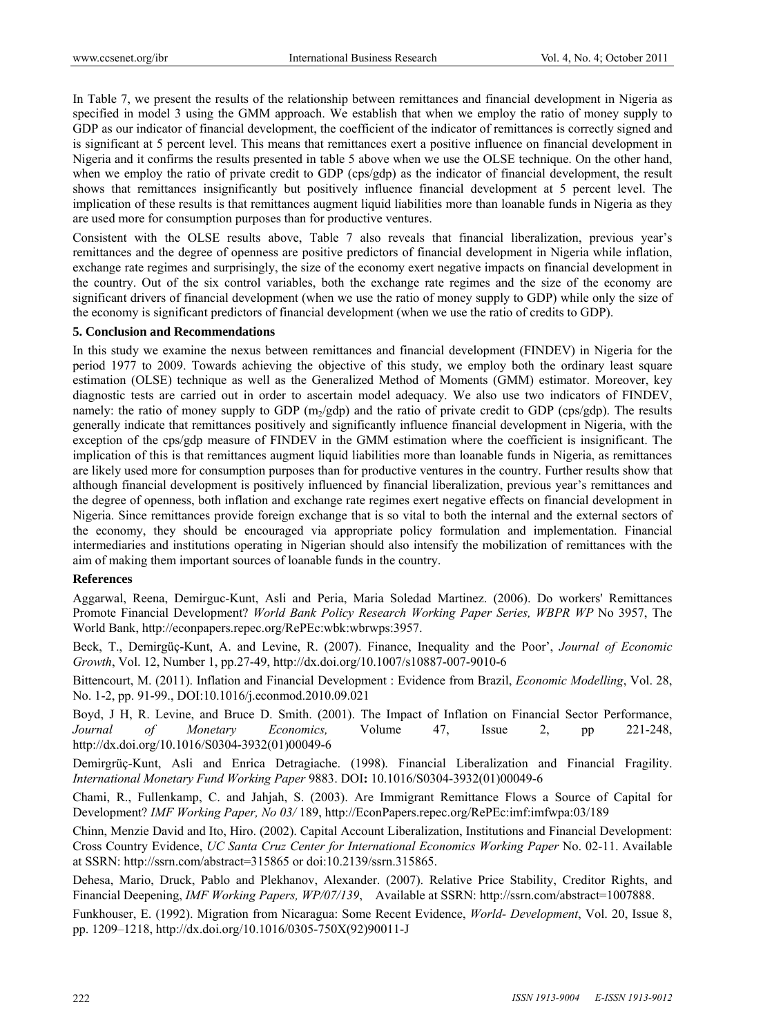In Table 7, we present the results of the relationship between remittances and financial development in Nigeria as specified in model 3 using the GMM approach. We establish that when we employ the ratio of money supply to GDP as our indicator of financial development, the coefficient of the indicator of remittances is correctly signed and is significant at 5 percent level. This means that remittances exert a positive influence on financial development in Nigeria and it confirms the results presented in table 5 above when we use the OLSE technique. On the other hand, when we employ the ratio of private credit to GDP (cps/gdp) as the indicator of financial development, the result shows that remittances insignificantly but positively influence financial development at 5 percent level. The implication of these results is that remittances augment liquid liabilities more than loanable funds in Nigeria as they are used more for consumption purposes than for productive ventures.

Consistent with the OLSE results above, Table 7 also reveals that financial liberalization, previous year's remittances and the degree of openness are positive predictors of financial development in Nigeria while inflation, exchange rate regimes and surprisingly, the size of the economy exert negative impacts on financial development in the country. Out of the six control variables, both the exchange rate regimes and the size of the economy are significant drivers of financial development (when we use the ratio of money supply to GDP) while only the size of the economy is significant predictors of financial development (when we use the ratio of credits to GDP).

## 5. Conclusion and Recommendations

In this study we examine the nexus between remittances and financial development (FINDEV) in Nigeria for the period 1977 to 2009. Towards achieving the objective of this study, we employ both the ordinary least square estimation (OLSE) technique as well as the Generalized Method of Moments (GMM) estimator. Moreover, key diagnostic tests are carried out in order to ascertain model adequacy. We also use two indicators of FINDEV, namely: the ratio of money supply to GDP ($m_2$/gdp) and the ratio of private credit to GDP (cps/gdp). The results generally indicate that remittances positively and significantly influence financial development in Nigeria, with the exception of the cps/gdp measure of FINDEV in the GMM estimation where the coefficient is insignificant. The implication of this is that remittances augment liquid liabilities more than loanable funds in Nigeria, as remittances are likely used more for consumption purposes than for productive ventures in the country. Further results show that although financial development is positively influenced by financial liberalization, previous year's remittances and the degree of openness, both inflation and exchange rate regimes exert negative effects on financial development in Nigeria. Since remittances provide foreign exchange that is so vital to both the internal and the external sectors of the economy, they should be encouraged via appropriate policy formulation and implementation. Financial intermediaries and institutions operating in Nigerian should also intensify the mobilization of remittances with the aim of making them important sources of loanable funds in the country.

## References

Aggarwal, Reena, Demirguc-Kunt, Asli and Peria, Maria Soledad Martinez. (2006). Do workers' Remittances Promote Financial Development? *World Bank Policy Research Working Paper Series, WBPR WP* No 3957, The World Bank, http://econpapers.repec.org/RePEc:wbk:wbrwps:3957.

Beck, T., Demirgüç-Kunt, A. and Levine, R. (2007). Finance, Inequality and the Poor', *Journal of Economic Growth*, Vol. 12, Number 1, pp.27-49, http://dx.doi.org/10.1007/s10887-007-9010-6

Bittencourt, M. (2011). Inflation and Financial Development : Evidence from Brazil, *Economic Modelling*, Vol. 28, No. 1-2, pp. 91-99., DOI:10.1016/j.econmod.2010.09.021

Boyd, J H, R. Levine, and Bruce D. Smith. (2001). The Impact of Inflation on Financial Sector Performance, *Journal of Monetary Economics,* Volume 47, Issue 2, pp 221-248, http://dx.doi.org/10.1016/S0304-3932(01)00049-6

Demirgrüç-Kunt, Asli and Enrica Detragiache. (1998). Financial Liberalization and Financial Fragility. *International Monetary Fund Working Paper* 9883. DO**I:** 10.1016/S0304-3932(01)00049-6

Chami, R., Fullenkamp, C. and Jahjah, S. (2003). Are Immigrant Remittance Flows a Source of Capital for Development? *IMF Working Paper, No 03/* 189, http://EconPapers.repec.org/RePEc:imf:imfwpa:03/189

Chinn, Menzie David and Ito, Hiro. (2002). Capital Account Liberalization, Institutions and Financial Development: Cross Country Evidence, *UC Santa Cruz Center for International Economics Working Paper* No. 02-11. Available at SSRN: http://ssrn.com/abstract=315865 or doi:10.2139/ssrn.315865.

Dehesa, Mario, Druck, Pablo and Plekhanov, Alexander. (2007). Relative Price Stability, Creditor Rights, and Financial Deepening, *IMF Working Papers, WP/07/139*, Available at SSRN: http://ssrn.com/abstract=1007888.

Funkhouser, E. (1992). Migration from Nicaragua: Some Recent Evidence, *World- Development*, Vol. 20, Issue 8, pp. 1209–1218, http://dx.doi.org/10.1016/0305-750X(92)90011-J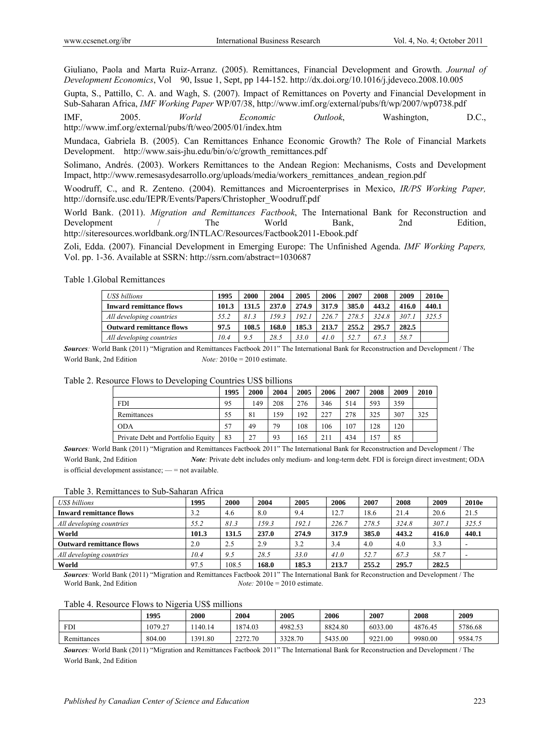Giuliano, Paola and Marta Ruiz-Arranz. (2005). Remittances, Financial Development and Growth. *Journal of Development Economics*, Vol 90, Issue 1, Sept, pp 144-152. http://dx.doi.org/10.1016/j.jdeveco.2008.10.005

Gupta, S., Pattillo, C. A. and Wagh, S. (2007). Impact of Remittances on Poverty and Financial Development in Sub-Saharan Africa, *IMF Working Paper* WP/07/38, http://www.imf.org/external/pubs/ft/wp/2007/wp0738.pdf

IMF, 2005. *World Economic Outlook*, Washington, D.C., http://www.imf.org/external/pubs/ft/weo/2005/01/index.htm

Mundaca, Gabriela B. (2005). Can Remittances Enhance Economic Growth? The Role of Financial Markets Development. http://www.sais-jhu.edu/bin/o/c/growth_remittances.pdf

Solimano, Andrés. (2003). Workers Remittances to the Andean Region: Mechanisms, Costs and Development Impact, http://www.remesasydesarrollo.org/uploads/media/workers_remittances_andean_region.pdf

Woodruff, C., and R. Zenteno. (2004). Remittances and Microenterprises in Mexico, *IR/PS Working Paper,* http://dornsife.usc.edu/IEPR/Events/Papers/Christopher_Woodruff.pdf

World Bank. (2011). *Migration and Remittances Factbook*, The International Bank for Reconstruction and Development / The World Bank, 2nd Edition, http://siteresources.worldbank.org/INTLAC/Resources/Factbook2011-Ebook.pdf

Zoli, Edda. (2007). Financial Development in Emerging Europe: The Unfinished Agenda. *IMF Working Papers,* Vol. pp. 1-36. Available at SSRN: http://ssrn.com/abstract=1030687

Table 1.Global Remittances

| *US$ billions* | **1995** | **2000** | **2004** | **2005** | **2006** | **2007** | **2008** | **2009** | **2010e** |
|---|---|---|---|---|---|---|---|---|---|
| **Inward remittance flows** | **101.3** | **131.5** | **237.0** | **274.9** | **317.9** | **385.0** | **443.2** | **416.0** | **440.1** |
| *All developing countries* | *55.2* | *81.3* | *159.3* | *192.1* | *226.7* | *278.5* | *324.8* | *307.1* | *325.5* |
| **Outward remittance flows** | **97.5** | **108.5** | **168.0** | **185.3** | **213.7** | **255.2** | **295.7** | **282.5** | |
| *All developing countries* | *10.4* | *9.5* | *28.5* | *33.0* | *41.0* | *52.7* | *67.3* | *58.7* | |

***Sources**:* World Bank (2011) "Migration and Remittances Factbook 2011" The International Bank for Reconstruction and Development / The World Bank, 2nd Edition *Note:* 2010e = 2010 estimate.

Table 2. Resource Flows to Developing Countries US$ billions

| | 1995 | 2000 | 2004 | 2005 | 2006 | 2007 | 2008 | 2009 | 2010 |
|---|---|---|---|---|---|---|---|---|---|
| FDI | 95 | 149 | 208 | 276 | 346 | 514 | 593 | 359 | |
| Remittances | 55 | 81 | 159 | 192 | 227 | 278 | 325 | 307 | 325 |
| ODA | 57 | 49 | 79 | 108 | 106 | 107 | 128 | 120 | |
| Private Debt and Portfolio Equity | 83 | 27 | 93 | 165 | 211 | 434 | 157 | 85 | |

***Sources**:* World Bank (2011) "Migration and Remittances Factbook 2011" The International Bank for Reconstruction and Development / The World Bank, 2nd Edition ***Note**:* Private debt includes only medium- and long-term debt. FDI is foreign direct investment; ODA is official development assistance; — = not available.

Table 3. Remittances to Sub-Saharan Africa

| *US$ billions* | **1995** | **2000** | **2004** | **2005** | **2006** | **2007** | **2008** | **2009** | **2010e** |
|---|---|---|---|---|---|---|---|---|---|
| **Inward remittance flows** | 3.2 | 4.6 | 8.0 | 9.4 | 12.7 | 18.6 | 21.4 | 20.6 | 21.5 |
| *All developing countries* | *55.2* | *81.3* | *159.3* | *192.1* | *226.7* | *278.5* | *324.8* | *307.1* | *325.5* |
| **World** | **101.3** | **131.5** | **237.0** | **274.9** | **317.9** | **385.0** | **443.2** | **416.0** | **440.1** |
| **Outward remittance flows** | 2.0 | 2.5 | 2.9 | 3.2 | 3.4 | 4.0 | 4.0 | 3.3 | - |
| *All developing countries* | *10.4* | *9.5* | *28.5* | *33.0* | *41.0* | *52.7* | *67.3* | *58.7* | - |
| **World** | 97.5 | 108.5 | **168.0** | **185.3** | **213.7** | **255.2** | **295.7** | **282.5** | |

***Sources**:* World Bank (2011) "Migration and Remittances Factbook 2011" The International Bank for Reconstruction and Development / The World Bank, 2nd Edition *Note:* 2010e = 2010 estimate.

Table 4. Resource Flows to Nigeria US$ millions

| | 1995 | 2000 | 2004 | 2005 | 2006 | 2007 | 2008 | 2009 |
|---|---|---|---|---|---|---|---|---|
| FDI | 1079.27 | 1140.14 | 1874.03 | 4982.53 | 8824.80 | 6033.00 | 4876.45 | 5786.68 |
| Remittances | 804.00 | 1391.80 | 2272.70 | 3328.70 | 5435.00 | 9221.00 | 9980.00 | 9584.75 |

***Sources**:* World Bank (2011) "Migration and Remittances Factbook 2011" The International Bank for Reconstruction and Development / The World Bank, 2nd Edition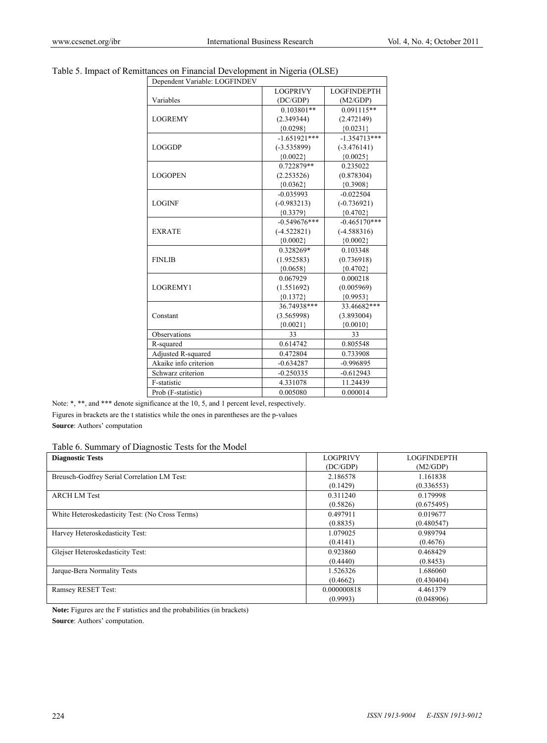Table 5. Impact of Remittances on Financial Development in Nigeria (OLSE)

| Dependent Variable: LOGFINDEV | | |
|---|---|---|
| Variables | LOGPRIVY (DC/GDP) | LOGFINDEPTH (M2/GDP) |
| LOGREMY | 0.103801** (2.349344) {0.0298} | 0.091115** (2.472149) {0.0231} |
| LOGGDP | -1.651921*** (-3.535899) {0.0022} | -1.354713*** (-3.476141) {0.0025} |
| LOGOPEN | 0.722879** (2.253526) {0.0362} | 0.235022 (0.878304) {0.3908} |
| LOGINF | -0.035993 (-0.983213) {0.3379} | -0.022504 (-0.736921) {0.4702} |
| EXRATE | -0.549676*** (-4.522821) {0.0002} | -0.465170*** (-4.588316) {0.0002} |
| FINLIB | 0.328269* (1.952583) {0.0658} | 0.103348 (0.736918) {0.4702} |
| LOGREMY1 | 0.067929 (1.551692) {0.1372} | 0.000218 (0.005969) {0.9953} |
| Constant | 36.74938*** (3.565998) {0.0021} | 33.46682*** (3.893004) {0.0010} |
| Observations | 33 | 33 |
| R-squared | 0.614742 | 0.805548 |
| Adjusted R-squared | 0.472804 | 0.733908 |
| Akaike info criterion | -0.634287 | -0.996895 |
| Schwarz criterion | -0.250335 | -0.612943 |
| F-statistic | 4.331078 | 11.24439 |
| Prob (F-statistic) | 0.005080 | 0.000014 |

Note: *, **, and *** denote significance at the 10, 5, and 1 percent level, respectively.

Figures in brackets are the t statistics while the ones in parentheses are the p-values

**Source**: Authors' computation

Table 6. Summary of Diagnostic Tests for the Model

| **Diagnostic Tests** | LOGPRIVY (DC/GDP) | LOGFINDEPTH (M2/GDP) |
|---|---|---|
| Breusch-Godfrey Serial Correlation LM Test: | 2.186578 (0.1429) | 1.161838 (0.336553) |
| ARCH LM Test | 0.311240 (0.5826) | 0.179998 (0.675495) |
| White Heteroskedasticity Test: (No Cross Terms) | 0.497911 (0.8835) | 0.019677 (0.480547) |
| Harvey Heteroskedasticity Test: | 1.079025 (0.4141) | 0.989794 (0.4676) |
| Glejser Heteroskedasticity Test: | 0.923860 (0.4440) | 0.468429 (0.8453) |
| Jarque-Bera Normality Tests | 1.526326 (0.4662) | 1.686060 (0.430404) |
| Ramsey RESET Test: | 0.000000818 (0.9993) | 4.461379 (0.048906) |

**Note:** Figures are the F statistics and the probabilities (in brackets)

**Source**: Authors' computation.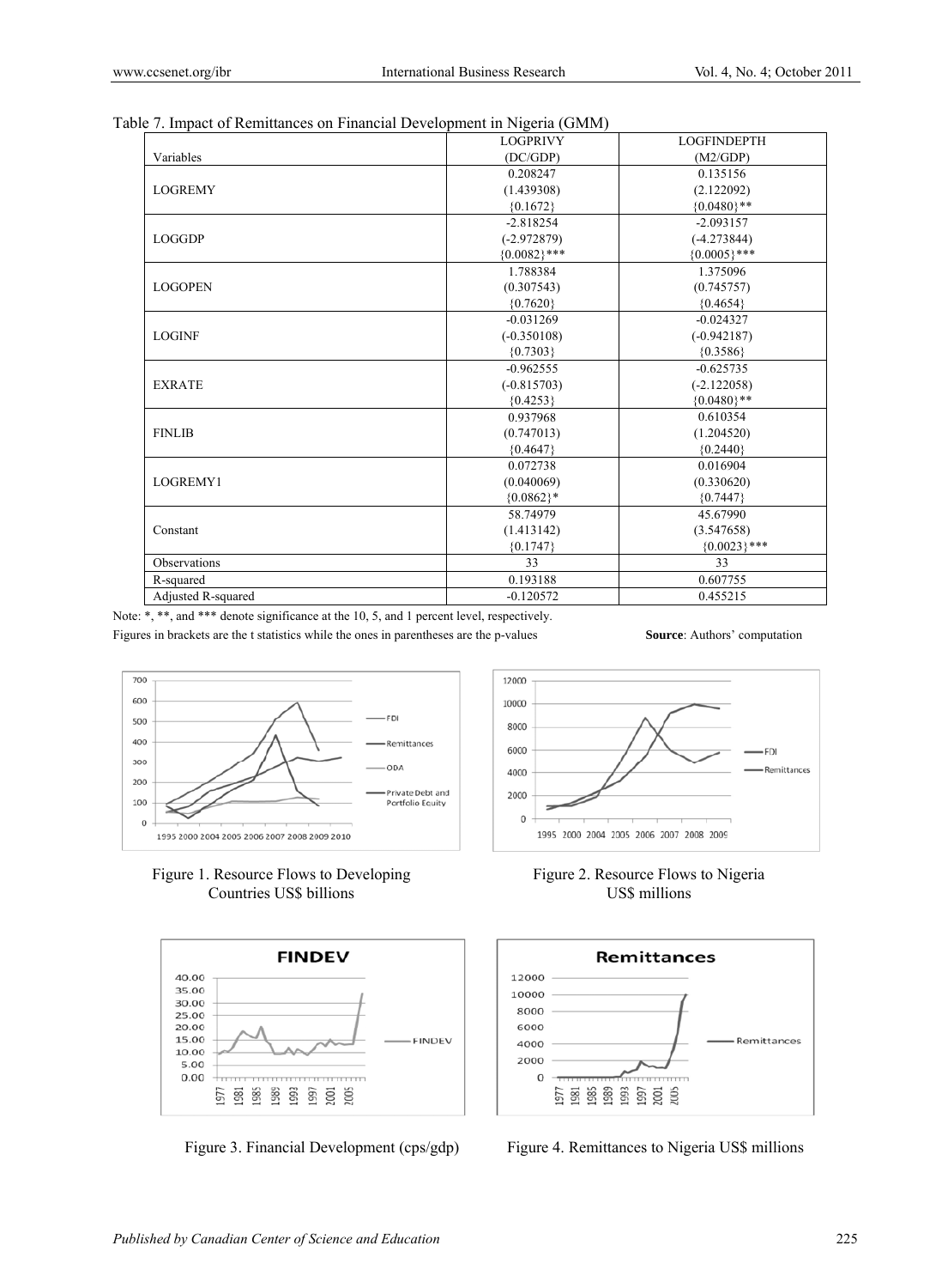Table 7. Impact of Remittances on Financial Development in Nigeria (GMM)

| Variables | LOGPRIVY (DC/GDP) | LOGFINDEPTH (M2/GDP) |
|---|---|---|
| LOGREMY | 0.208247 (1.439308) {0.1672} | 0.135156 (2.122092) {0.0480}** |
| LOGGDP | -2.818254 (-2.972879) {0.0082}*** | -2.093157 (-4.273844) {0.0005}*** |
| LOGOPEN | 1.788384 (0.307543) {0.7620} | 1.375096 (0.745757) {0.4654} |
| LOGINF | -0.031269 (-0.350108) {0.7303} | -0.024327 (-0.942187) {0.3586} |
| EXRATE | -0.962555 (-0.815703) {0.4253} | -0.625735 (-2.122058) {0.0480}** |
| FINLIB | 0.937968 (0.747013) {0.4647} | 0.610354 (1.204520) {0.2440} |
| LOGREMY1 | 0.072738 (0.040069) {0.0862}* | 0.016904 (0.330620) {0.7447} |
| Constant | 58.74979 (1.413142) {0.1747} | 45.67990 (3.547658) {0.0023}*** |
| Observations | 33 | 33 |
| R-squared | 0.193188 | 0.607755 |
| Adjusted R-squared | -0.120572 | 0.455215 |

Note: *, **, and *** denote significance at the 10, 5, and 1 percent level, respectively.

Figures in brackets are the t statistics while the ones in parentheses are the p-values

**Source**: Authors' computation

700
600
500
400
300
200
100
0
1995 2000 2004 2005 2006 2007 2008 2009 2010
FDI
Remittances
ODA
Private Debt and Portfolio Equity

Figure 1. Resource Flows to Developing Countries US$ billions

12000
10000
8000
6000
4000
2000
0
1995 2000 2004 2005 2006 2007 2008 2009
FDI
Remittances

Figure 2. Resource Flows to Nigeria US$ millions

FINDEV
40.00
35.00
30.00
25.00
20.00
15.00
10.00
5.00
0.00
1977 1981 1985 1989 1993 1997 2001 2005
FINDEV

Figure 3. Financial Development (cps/gdp)

Remittances
12000
10000
8000
6000
4000
2000
0
1977 1981 1985 1989 1993 1997 2001 2005
Remittances

Figure 4. Remittances to Nigeria US$ millions